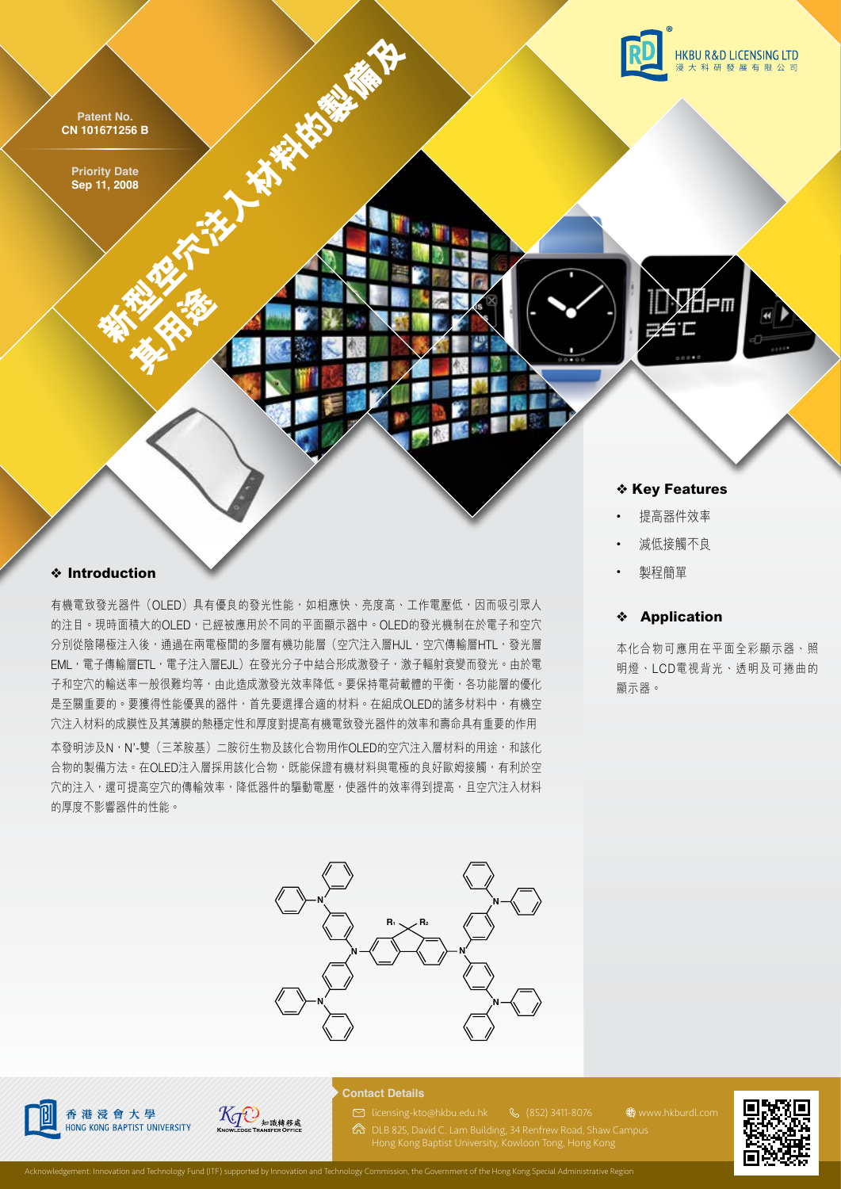HKBU R&D LICENSING LTD
浸大科研發展有限公司

Patent No.
CN 101671256 B

Priority Date
Sep 11, 2008

# 新型空穴注入材料的製備及其用途

## ❖ Introduction

有機電致發光器件（OLED）具有優良的發光性能，如相應快、亮度高、工作電壓低，因而吸引眾人的注目。現時面積大的OLED，已經被應用於不同的平面顯示器中。OLED的發光機制在於電子和空穴分別從陰陽極注入後，通過在兩電極間的多層有機功能層（空穴注入層HJL，空穴傳輸層HTL，發光層EML，電子傳輸層ETL，電子注入層EJL）在發光分子中結合形成激發子，激子輻射衰變而發光。由於電子和空穴的輸送率一般很難均等，由此造成激發光效率降低。要保持電荷載體的平衡，各功能層的優化是至關重要的。要獲得性能優異的器件，首先要選擇合適的材料。在組成OLED的諸多材料中，有機空穴注入材料的成膜性及其薄膜的熱穩定性和厚度對提高有機電致發光器件的效率和壽命具有重要的作用

本發明涉及N，N'-雙（三苯胺基）二胺衍生物及該化合物用作OLED的空穴注入層材料的用途，和該化合物的製備方法。在OLED注入層採用該化合物，既能保證有機材料與電極的良好歐姆接觸，有利於空穴的注入，還可提高空穴的傳輸效率，降低器件的驅動電壓，使器件的效率得到提高，且空穴注入材料的厚度不影響器件的性能。

## ❖ Key Features

- 提高器件效率
- 減低接觸不良
- 製程簡單

## ❖ Application

本化合物可應用在平面全彩顯示器、照明燈、LCD電視背光、透明及可捲曲的顯示器。

香港浸會大學 HONG KONG BAPTIST UNIVERSITY

知識轉移處 KNOWLEDGE TRANSFER OFFICE

**Contact Details**

licensing-kto@hkbu.edu.hk (852) 3411-8076 www.hkbu​rdl.com

DLB 825, David C. Lam Building, 34 Renfrew Road, Shaw Campus
Hong Kong Baptist University, Kowloon Tong, Hong Kong

Acknowledgement: Innovation and Technology Fund (ITF) supported by Innovation and Technology Commission, the Government of the Hong Kong Special Administrative Region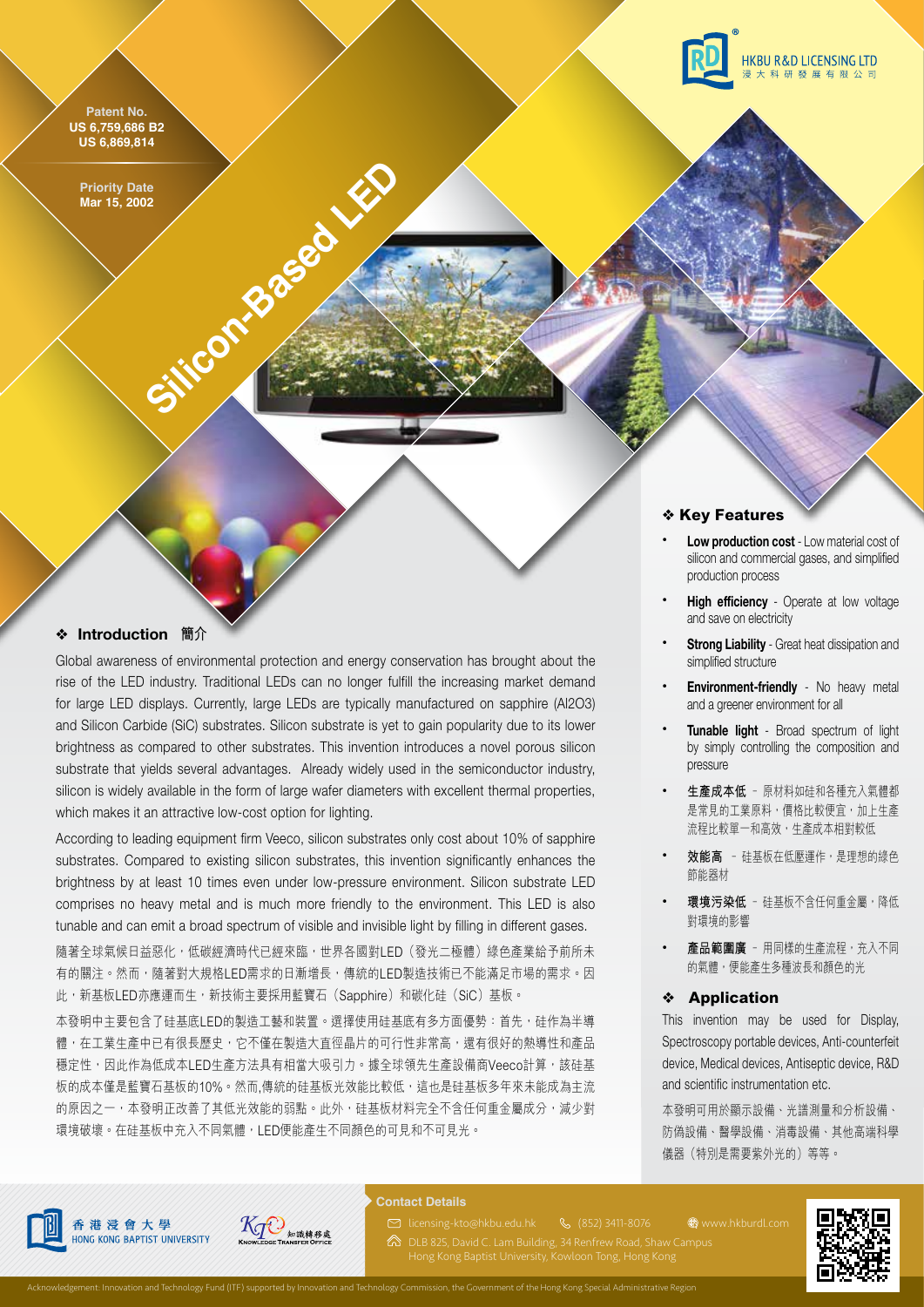HKBU R&D LICENSING LTD
浸大科研發展有限公司

Patent No.
US 6,759,686 B2
US 6,869,814

Priority Date
Mar 15, 2002

# Silicon-Based LED

## ❖ Introduction 簡介

Global awareness of environmental protection and energy conservation has brought about the rise of the LED industry. Traditional LEDs can no longer fulfill the increasing market demand for large LED displays. Currently, large LEDs are typically manufactured on sapphire (Al2O3) and Silicon Carbide (SiC) substrates. Silicon substrate is yet to gain popularity due to its lower brightness as compared to other substrates. This invention introduces a novel porous silicon substrate that yields several advantages. Already widely used in the semiconductor industry, silicon is widely available in the form of large wafer diameters with excellent thermal properties, which makes it an attractive low-cost option for lighting.

According to leading equipment firm Veeco, silicon substrates only cost about 10% of sapphire substrates. Compared to existing silicon substrates, this invention significantly enhances the brightness by at least 10 times even under low-pressure environment. Silicon substrate LED comprises no heavy metal and is much more friendly to the environment. This LED is also tunable and can emit a broad spectrum of visible and invisible light by filling in different gases.

隨著全球氣候日益惡化，低碳經濟時代已經來臨，世界各國對LED（發光二極體）綠色產業給予前所未有的關注。然而，隨著對大規格LED需求的日漸增長，傳統的LED製造技術已不能滿足市場的需求。因此，新基板LED亦應運而生，新技術主要採用藍寶石（Sapphire）和碳化硅（SiC）基板。

本發明中主要包含了硅基底LED的製造工藝和裝置。選擇使用硅基底有多方面優勢：首先，硅作為半導體，在工業生產中已有很長歷史，它不僅在製造大直徑晶片的可行性非常高，還有很好的熱導性和產品穩定性，因此作為低成本LED生產方法具有相當大吸引力。據全球領先生產設備商Veeco計算，該硅基板的成本僅是藍寶石基板的10%。然而,傳統的硅基板光效能比較低，這也是硅基板多年來未能成為主流的原因之一，本發明正改善了其低光效能的弱點。此外，硅基板材料完全不含任何重金屬成分，減少對環境破壞。在硅基板中充入不同氣體，LED便能產生不同顏色的可見和不可見光。

## ❖ Key Features

- **Low production cost** - Low material cost of silicon and commercial gases, and simplified production process
- **High efficiency** - Operate at low voltage and save on electricity
- **Strong Liability** - Great heat dissipation and simplified structure
- **Environment-friendly** - No heavy metal and a greener environment for all
- **Tunable light** - Broad spectrum of light by simply controlling the composition and pressure
- **生產成本低** - 原材料如硅和各種充入氣體都是常見的工業原料，價格比較便宜，加上生產流程比較單一和高效，生產成本相對較低
- **效能高** - 硅基板在低壓運作，是理想的綠色節能器材
- **環境污染低** - 硅基板不含任何重金屬，降低對環境的影響
- **產品範圍廣** - 用同樣的生產流程，充入不同的氣體，便能產生多種波長和顏色的光

## ❖ Application

This invention may be used for Display, Spectroscopy portable devices, Anti-counterfeit device, Medical devices, Antiseptic device, R&D and scientific instrumentation etc.

本發明可用於顯示設備、光譜測量和分析設備、防偽設備、醫學設備、消毒設備、其他高端科學儀器（特別是需要紫外光的）等等。

香港浸會大學 HONG KONG BAPTIST UNIVERSITY

知識轉移處 KNOWLEDGE TRANSFER OFFICE

**Contact Details**

licensing-kto@hkbu.edu.hk (852) 3411-8076 www.hkburdl.com

DLB 825, David C. Lam Building, 34 Renfrew Road, Shaw Campus
Hong Kong Baptist University, Kowloon Tong, Hong Kong

Acknowledgement: Innovation and Technology Fund (ITF) supported by Innovation and Technology Commission, the Government of the Hong Kong Special Administrative Region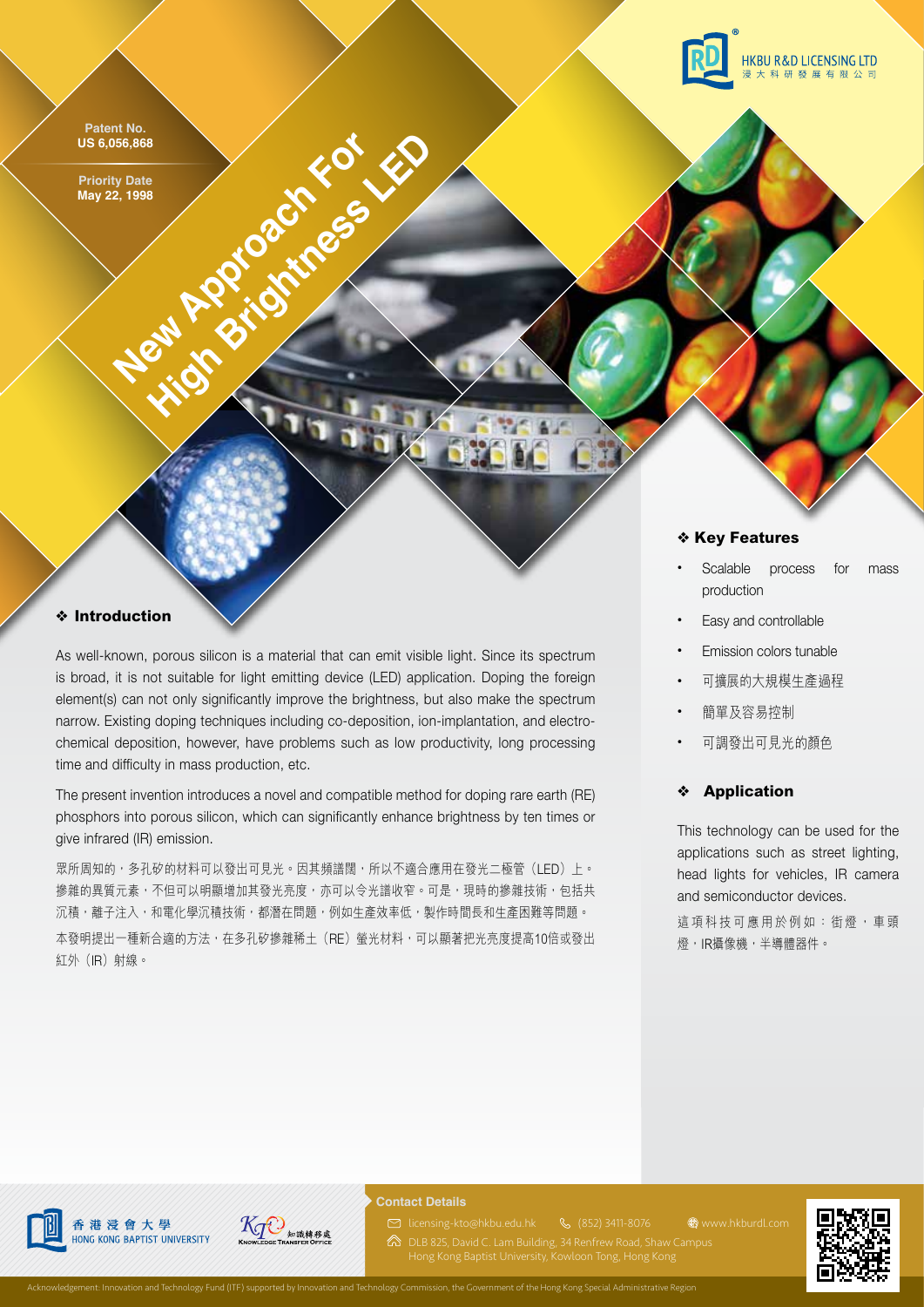HKBU R&D LICENSING LTD
浸大科研發展有限公司

**Patent No.**
**US 6,056,868**

**Priority Date**
**May 22, 1998**

# New Approach For High Brightness LED

## ❖ Introduction

As well-known, porous silicon is a material that can emit visible light. Since its spectrum is broad, it is not suitable for light emitting device (LED) application. Doping the foreign element(s) can not only significantly improve the brightness, but also make the spectrum narrow. Existing doping techniques including co-deposition, ion-implantation, and electro-chemical deposition, however, have problems such as low productivity, long processing time and difficulty in mass production, etc.

The present invention introduces a novel and compatible method for doping rare earth (RE) phosphors into porous silicon, which can significantly enhance brightness by ten times or give infrared (IR) emission.

眾所周知的，多孔矽的材料可以發出可見光。因其頻譜闊，所以不適合應用在發光二極管（LED）上。摻雜的異質元素，不但可以明顯增加其發光亮度，亦可以令光譜收窄。可是，現時的摻雜技術，包括共沉積，離子注入，和電化學沉積技術，都潛在問題，例如生產效率低，製作時間長和生產困難等問題。

本發明提出一種新合適的方法，在多孔矽摻雜稀土（RE）螢光材料，可以顯著把光亮度提高10倍或發出紅外（IR）射線。

## ❖ Key Features

- Scalable process for mass production
- Easy and controllable
- Emission colors tunable
- 可擴展的大規模生產過程
- 簡單及容易控制
- 可調發出可見光的顏色

## ❖ Application

This technology can be used for the applications such as street lighting, head lights for vehicles, IR camera and semiconductor devices.

這項科技可應用於例如：街燈，車頭燈，IR攝像機，半導體器件。

香港浸會大學
HONG KONG BAPTIST UNIVERSITY

KTO 知識轉移處
KNOWLEDGE TRANSFER OFFICE

**Contact Details**

licensing-kto@hkbu.edu.hk (852) 3411-8076 www.hkburdl.com

DLB 825, David C. Lam Building, 34 Renfrew Road, Shaw Campus
Hong Kong Baptist University, Kowloon Tong, Hong Kong

Acknowledgement: Innovation and Technology Fund (ITF) supported by Innovation and Technology Commission, the Government of the Hong Kong Special Administrative Region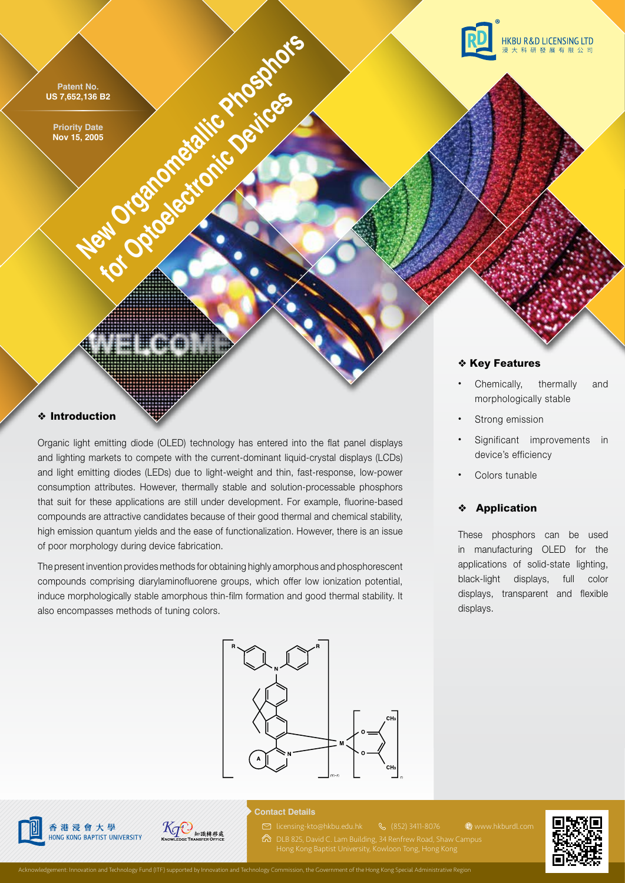HKBU R&D LICENSING LTD
浸大科研發展有限公司

Patent No.
US 7,652,136 B2

Priority Date
Nov 15, 2005

# New Organometallic Phosphors for Optoelectronic Devices

## ❖ Introduction

Organic light emitting diode (OLED) technology has entered into the flat panel displays and lighting markets to compete with the current-dominant liquid-crystal displays (LCDs) and light emitting diodes (LEDs) due to light-weight and thin, fast-response, low-power consumption attributes. However, thermally stable and solution-processable phosphors that suit for these applications are still under development. For example, fluorine-based compounds are attractive candidates because of their good thermal and chemical stability, high emission quantum yields and the ease of functionalization. However, there is an issue of poor morphology during device fabrication.

The present invention provides methods for obtaining highly amorphous and phosphorescent compounds comprising diarylaminofluorene groups, which offer low ionization potential, induce morphologically stable amorphous thin-film formation and good thermal stability. It also encompasses methods of tuning colors.

## ❖ Key Features

- Chemically, thermally and morphologically stable
- Strong emission
- Significant improvements in device's efficiency
- Colors tunable

## ❖ Application

These phosphors can be used in manufacturing OLED for the applications of solid-state lighting, black-light displays, full color displays, transparent and flexible displays.

香港浸會大學
HONG KONG BAPTIST UNIVERSITY

知識轉移處
Knowledge Transfer Office

**Contact Details**

licensing-kto@hkbu.edu.hk (852) 3411-8076 www.hkburdl.com

DLB 825, David C. Lam Building, 34 Renfrew Road, Shaw Campus
Hong Kong Baptist University, Kowloon Tong, Hong Kong

Acknowledgement: Innovation and Technology Fund (ITF) supported by Innovation and Technology Commission, the Government of the Hong Kong Special Administrative Region